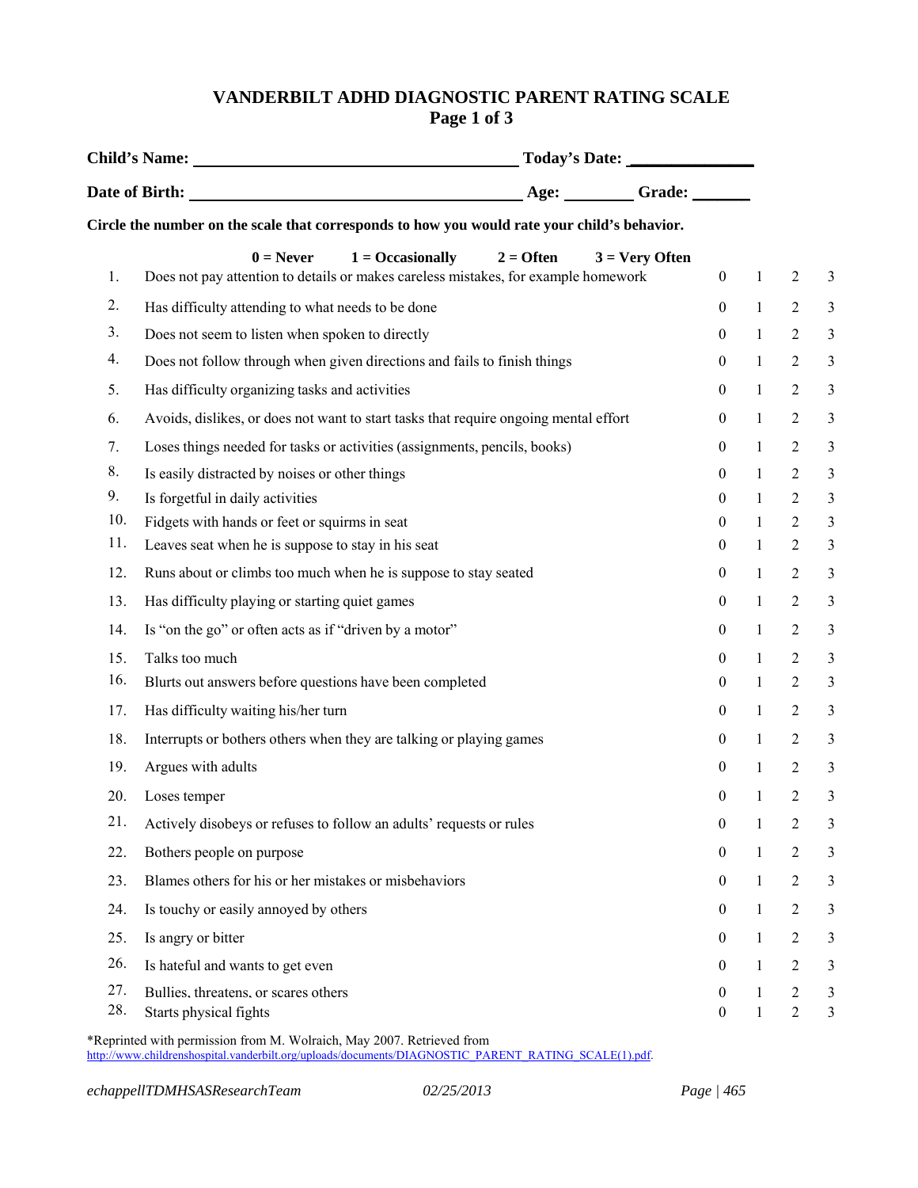# VANDERBILT ADHD DIAGNOSTIC PARENT RATING SCALE
## Page 1 of 3

**Child's Name:** ______________________ **Today's Date:** ______________

**Date of Birth:** ______________________ **Age:** ________ **Grade:** _______

**Circle the number on the scale that corresponds to how you would rate your child's behavior.**

**0 = Never 1 = Occasionally 2 = Often 3 = Very Often**

| # | Behavior | | | | |
|---|---|---|---|---|---|
| 1. | Does not pay attention to details or makes careless mistakes, for example homework | 0 | 1 | 2 | 3 |
| 2. | Has difficulty attending to what needs to be done | 0 | 1 | 2 | 3 |
| 3. | Does not seem to listen when spoken to directly | 0 | 1 | 2 | 3 |
| 4. | Does not follow through when given directions and fails to finish things | 0 | 1 | 2 | 3 |
| 5. | Has difficulty organizing tasks and activities | 0 | 1 | 2 | 3 |
| 6. | Avoids, dislikes, or does not want to start tasks that require ongoing mental effort | 0 | 1 | 2 | 3 |
| 7. | Loses things needed for tasks or activities (assignments, pencils, books) | 0 | 1 | 2 | 3 |
| 8. | Is easily distracted by noises or other things | 0 | 1 | 2 | 3 |
| 9. | Is forgetful in daily activities | 0 | 1 | 2 | 3 |
| 10. | Fidgets with hands or feet or squirms in seat | 0 | 1 | 2 | 3 |
| 11. | Leaves seat when he is suppose to stay in his seat | 0 | 1 | 2 | 3 |
| 12. | Runs about or climbs too much when he is suppose to stay seated | 0 | 1 | 2 | 3 |
| 13. | Has difficulty playing or starting quiet games | 0 | 1 | 2 | 3 |
| 14. | Is "on the go" or often acts as if "driven by a motor" | 0 | 1 | 2 | 3 |
| 15. | Talks too much | 0 | 1 | 2 | 3 |
| 16. | Blurts out answers before questions have been completed | 0 | 1 | 2 | 3 |
| 17. | Has difficulty waiting his/her turn | 0 | 1 | 2 | 3 |
| 18. | Interrupts or bothers others when they are talking or playing games | 0 | 1 | 2 | 3 |
| 19. | Argues with adults | 0 | 1 | 2 | 3 |
| 20. | Loses temper | 0 | 1 | 2 | 3 |
| 21. | Actively disobeys or refuses to follow an adults' requests or rules | 0 | 1 | 2 | 3 |
| 22. | Bothers people on purpose | 0 | 1 | 2 | 3 |
| 23. | Blames others for his or her mistakes or misbehaviors | 0 | 1 | 2 | 3 |
| 24. | Is touchy or easily annoyed by others | 0 | 1 | 2 | 3 |
| 25. | Is angry or bitter | 0 | 1 | 2 | 3 |
| 26. | Is hateful and wants to get even | 0 | 1 | 2 | 3 |
| 27. | Bullies, threatens, or scares others | 0 | 1 | 2 | 3 |
| 28. | Starts physical fights | 0 | 1 | 2 | 3 |

*Reprinted with permission from M. Wolraich, May 2007. Retrieved from http://www.childrenshospital.vanderbilt.org/uploads/documents/DIAGNOSTIC_PARENT_RATING_SCALE(1).pdf.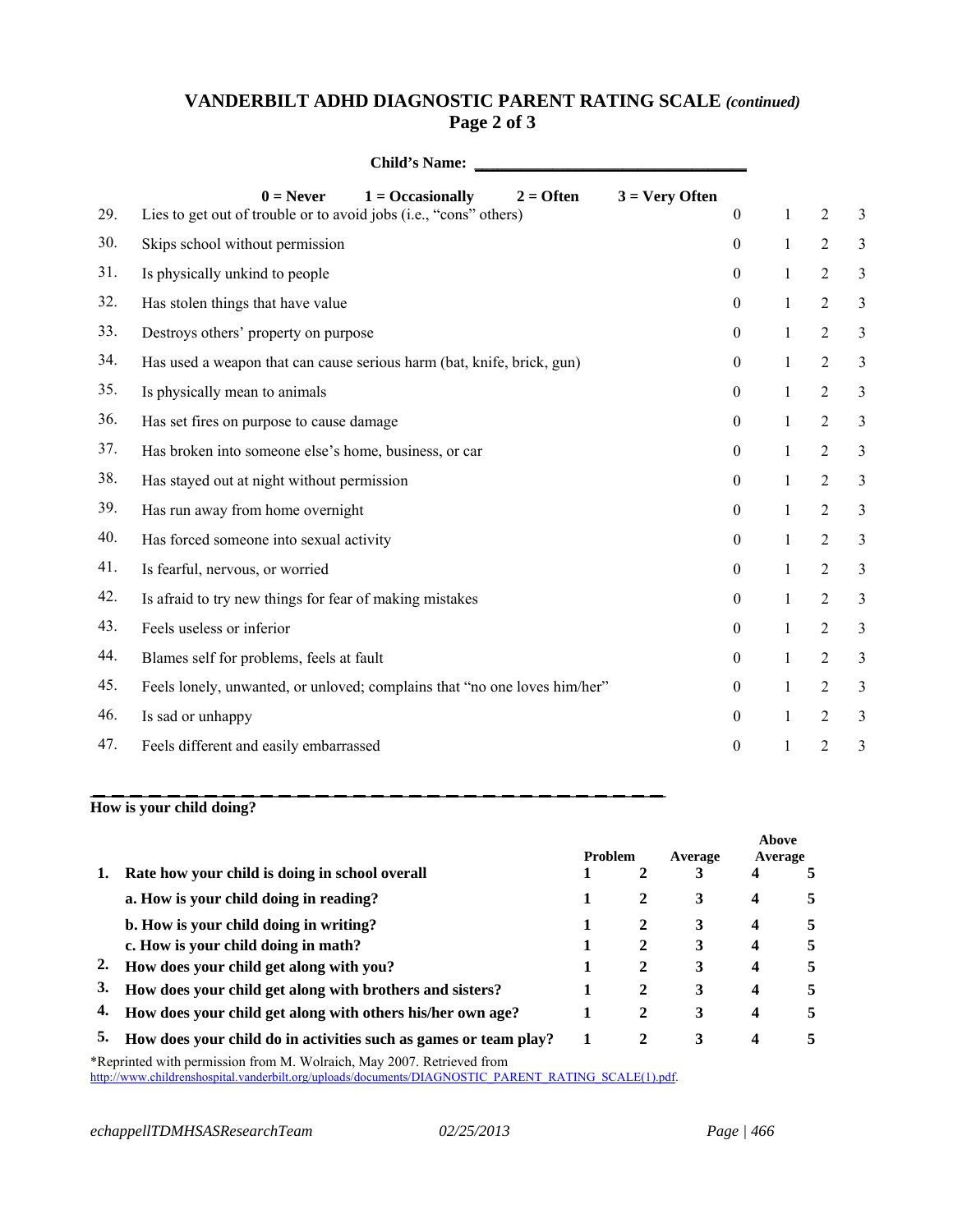## VANDERBILT ADHD DIAGNOSTIC PARENT RATING SCALE *(continued)*
### Page 2 of 3

**Child's Name:** ______________________________

**0 = Never** **1 = Occasionally** **2 = Often** **3 = Very Often**

| | | | | | |
|---|---|---|---|---|---|
| 29. | Lies to get out of trouble or to avoid jobs (i.e., "cons" others) | 0 | 1 | 2 | 3 |
| 30. | Skips school without permission | 0 | 1 | 2 | 3 |
| 31. | Is physically unkind to people | 0 | 1 | 2 | 3 |
| 32. | Has stolen things that have value | 0 | 1 | 2 | 3 |
| 33. | Destroys others' property on purpose | 0 | 1 | 2 | 3 |
| 34. | Has used a weapon that can cause serious harm (bat, knife, brick, gun) | 0 | 1 | 2 | 3 |
| 35. | Is physically mean to animals | 0 | 1 | 2 | 3 |
| 36. | Has set fires on purpose to cause damage | 0 | 1 | 2 | 3 |
| 37. | Has broken into someone else's home, business, or car | 0 | 1 | 2 | 3 |
| 38. | Has stayed out at night without permission | 0 | 1 | 2 | 3 |
| 39. | Has run away from home overnight | 0 | 1 | 2 | 3 |
| 40. | Has forced someone into sexual activity | 0 | 1 | 2 | 3 |
| 41. | Is fearful, nervous, or worried | 0 | 1 | 2 | 3 |
| 42. | Is afraid to try new things for fear of making mistakes | 0 | 1 | 2 | 3 |
| 43. | Feels useless or inferior | 0 | 1 | 2 | 3 |
| 44. | Blames self for problems, feels at fault | 0 | 1 | 2 | 3 |
| 45. | Feels lonely, unwanted, or unloved; complains that "no one loves him/her" | 0 | 1 | 2 | 3 |
| 46. | Is sad or unhappy | 0 | 1 | 2 | 3 |
| 47. | Feels different and easily embarrassed | 0 | 1 | 2 | 3 |

---

**How is your child doing?**

| | | Problem | | Average | Above Average | |
|---|---|---|---|---|---|---|
| **1.** | **Rate how your child is doing in school overall** | **1** | **2** | **3** | **4** | **5** |
| | **a. How is your child doing in reading?** | **1** | **2** | **3** | **4** | **5** |
| | **b. How is your child doing in writing?** | **1** | **2** | **3** | **4** | **5** |
| | **c. How is your child doing in math?** | **1** | **2** | **3** | **4** | **5** |
| **2.** | **How does your child get along with you?** | **1** | **2** | **3** | **4** | **5** |
| **3.** | **How does your child get along with brothers and sisters?** | **1** | **2** | **3** | **4** | **5** |
| **4.** | **How does your child get along with others his/her own age?** | **1** | **2** | **3** | **4** | **5** |
| **5.** | **How does your child do in activities such as games or team play?** | **1** | **2** | **3** | **4** | **5** |

*Reprinted with permission from M. Wolraich, May 2007. Retrieved from http://www.childrenshospital.vanderbilt.org/uploads/documents/DIAGNOSTIC_PARENT_RATING_SCALE(1).pdf.